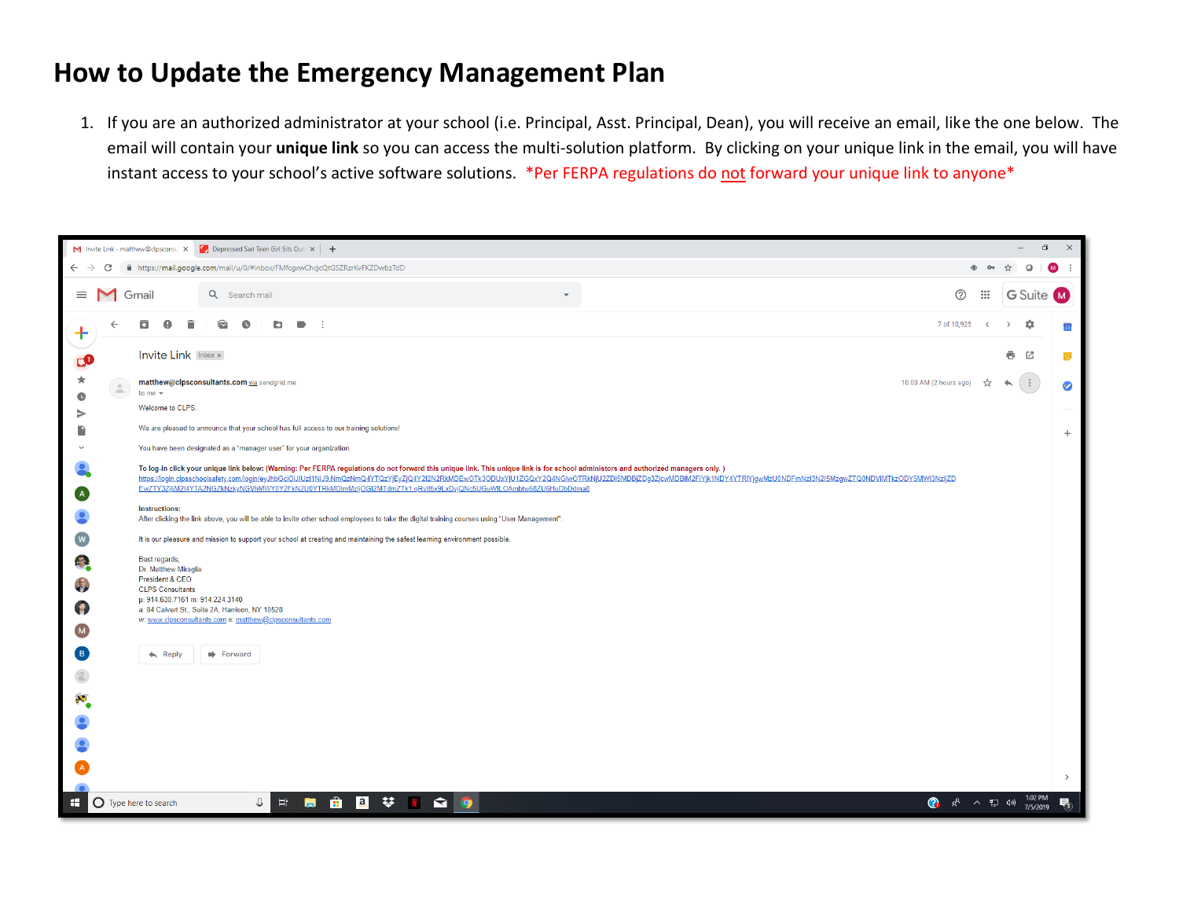# How to Update the Emergency Management Plan

1. If you are an authorized administrator at your school (i.e. Principal, Asst. Principal, Dean), you will receive an email, like the one below. The email will contain your **unique link** so you can access the multi-solution platform. By clicking on your unique link in the email, you will have instant access to your school's active software solutions. *Per FERPA regulations do not forward your unique link to anyone*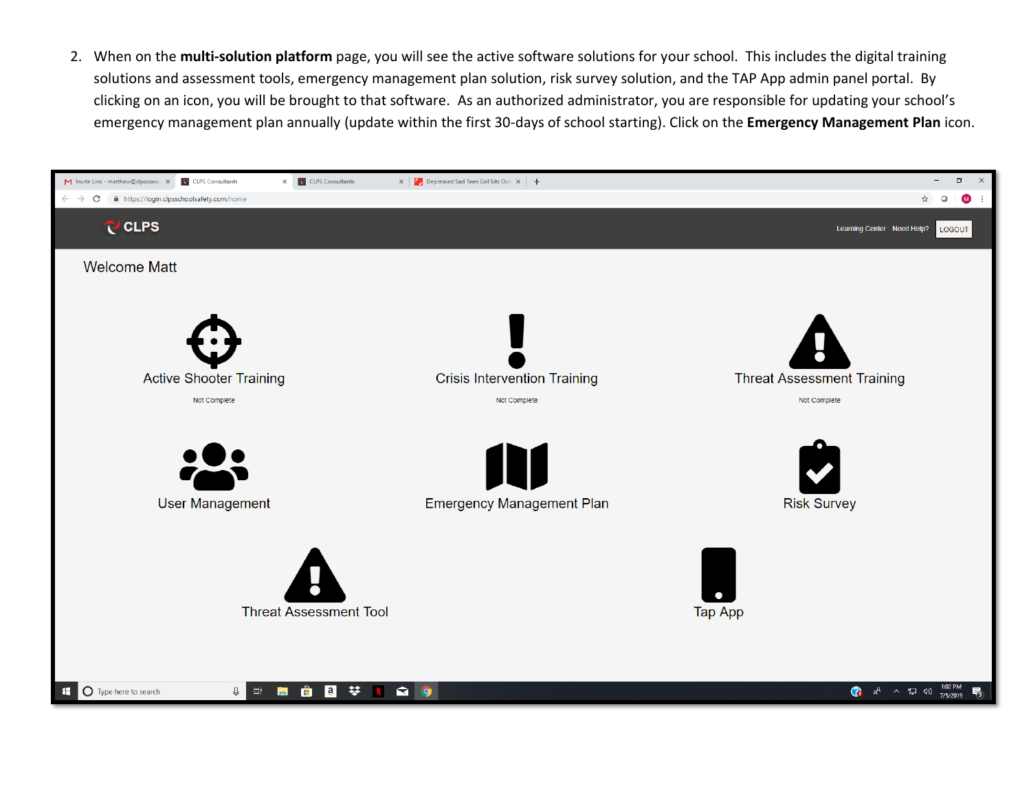2. When on the **multi-solution platform** page, you will see the active software solutions for your school. This includes the digital training solutions and assessment tools, emergency management plan solution, risk survey solution, and the TAP App admin panel portal. By clicking on an icon, you will be brought to that software. As an authorized administrator, you are responsible for updating your school's emergency management plan annually (update within the first 30-days of school starting). Click on the **Emergency Management Plan** icon.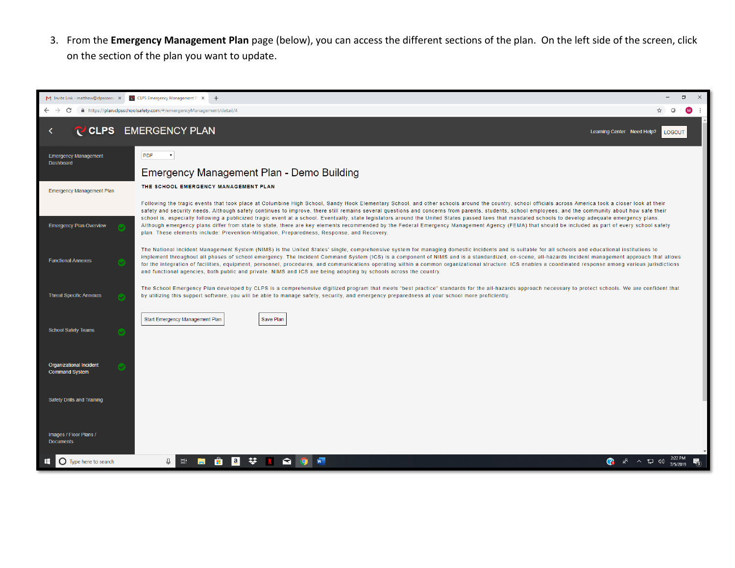3. From the **Emergency Management Plan** page (below), you can access the different sections of the plan. On the left side of the screen, click on the section of the plan you want to update.

CLPS EMERGENCY PLAN

Learning Center Need Help? LOGOUT

- Emergency Management Dashboard
- Emergency Management Plan
- Emergency Plan Overview
- Functional Annexes
- Threat Specific Annexes
- School Safety Teams
- Organizational Incident Command System
- Safety Drills and Training
- Images / Floor Plans / Documents

PDF

## Emergency Management Plan - Demo Building

**THE SCHOOL EMERGENCY MANAGEMENT PLAN**

Following the tragic events that took place at Columbine High School, Sandy Hook Elementary School, and other schools around the country, school officials across America took a closer look at their safety and security needs. Although safety continues to improve, there still remains several questions and concerns from parents, students, school employees, and the community about how safe their school is, especially following a publicized tragic event at a school. Eventually, state legislators around the United States passed laws that mandated schools to develop adequate emergency plans. Although emergency plans differ from state to state, there are key elements recommended by the Federal Emergency Management Agency (FEMA) that should be included as part of every school safety plan. These elements include: Prevention-Mitigation, Preparedness, Response, and Recovery.

The National Incident Management System (NIMS) is the United States' single, comprehensive system for managing domestic incidents and is suitable for all schools and educational institutions to implement throughout all phases of school emergency. The Incident Command System (ICS) is a component of NIMS and is a standardized, on-scene, all-hazards incident management approach that allows for the integration of facilities, equipment, personnel, procedures, and communications operating within a common organizational structure. ICS enables a coordinated response among various jurisdictions and functional agencies, both public and private. NIMS and ICS are being adopting by schools across the country.

The School Emergency Plan developed by CLPS is a comprehensive digitized program that meets "best practice" standards for the all-hazards approach necessary to protect schools. We are confident that by utilizing this support software, you will be able to manage safety, security, and emergency preparedness at your school more proficiently.

Start Emergency Management Plan | Save Plan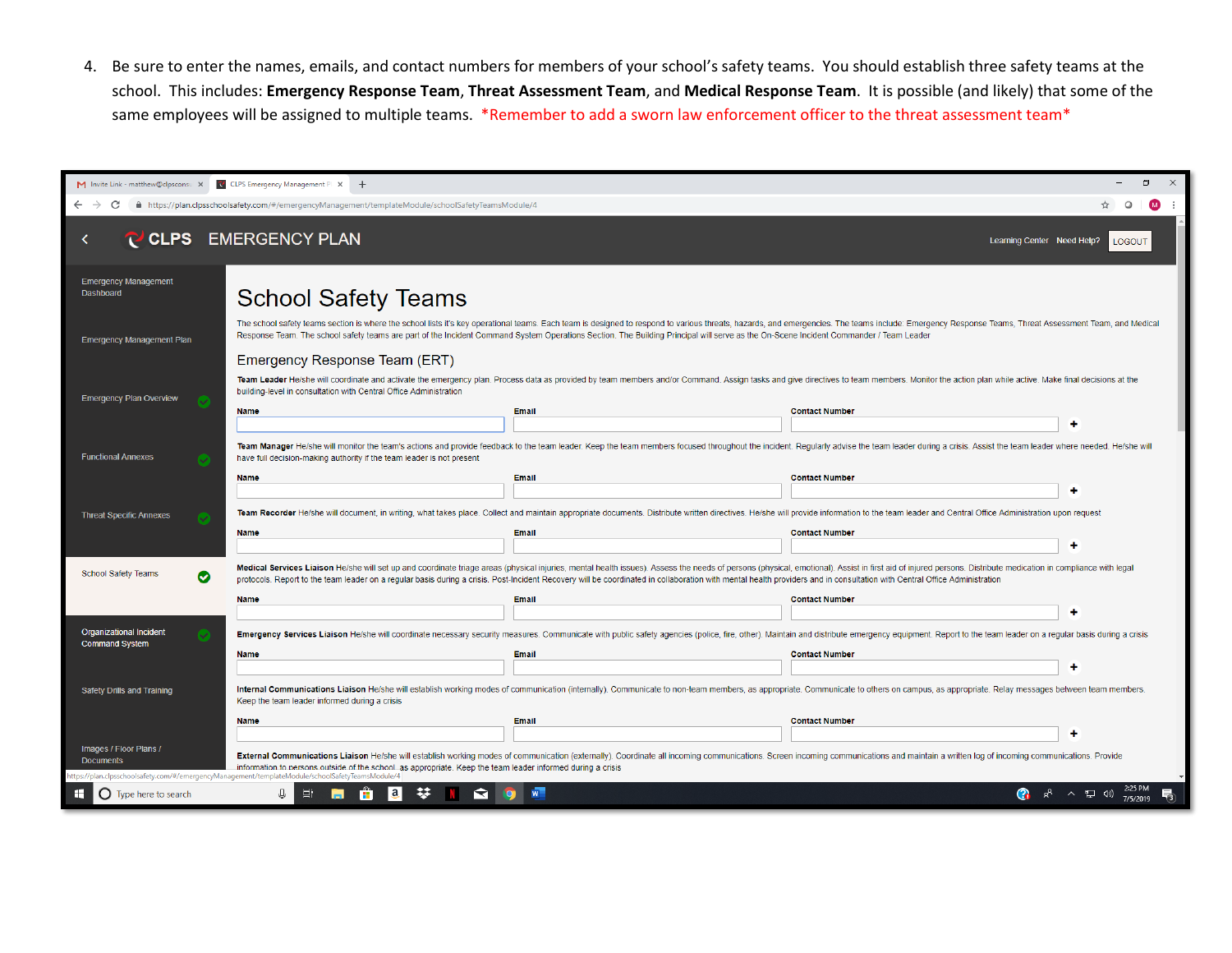4. Be sure to enter the names, emails, and contact numbers for members of your school's safety teams. You should establish three safety teams at the school. This includes: **Emergency Response Team**, **Threat Assessment Team**, and **Medical Response Team**. It is possible (and likely) that some of the same employees will be assigned to multiple teams. *Remember to add a sworn law enforcement officer to the threat assessment team*

Invite Link - matthew@clpsconsu... | CLPS Emergency Management P...

https://plan.clpsschoolsafety.com/#/emergencyManagement/templateModule/schoolSafetyTeamsModule/4

CLPS EMERGENCY PLAN

Learning Center Need Help? LOGOUT

- Emergency Management Dashboard
- Emergency Management Plan
- Emergency Plan Overview
- Functional Annexes
- Threat Specific Annexes
- School Safety Teams
- Organizational Incident Command System
- Safety Drills and Training
- Images / Floor Plans / Documents

# School Safety Teams

The school safety teams section is where the school lists it's key operational teams. Each team is designed to respond to various threats, hazards, and emergencies. The teams include: Emergency Response Teams, Threat Assessment Team, and Medical Response Team. The school safety teams are part of the Incident Command System Operations Section. The Building Principal will serve as the On-Scene Incident Commander / Team Leader

## Emergency Response Team (ERT)

**Team Leader** He/she will coordinate and activate the emergency plan. Process data as provided by team members and/or Command. Assign tasks and give directives to team members. Monitor the action plan while active. Make final decisions at the building-level in consultation with Central Office Administration

| Name | Email | Contact Number |
|---|---|---|
| | | |

**Team Manager** He/she will monitor the team's actions and provide feedback to the team leader. Keep the team members focused throughout the incident. Regularly advise the team leader during a crisis. Assist the team leader where needed. He/she will have full decision-making authority if the team leader is not present

| Name | Email | Contact Number |
|---|---|---|
| | | |

**Team Recorder** He/she will document, in writing, what takes place. Collect and maintain appropriate documents. Distribute written directives. He/she will provide information to the team leader and Central Office Administration upon request

| Name | Email | Contact Number |
|---|---|---|
| | | |

**Medical Services Liaison** He/she will set up and coordinate triage areas (physical injuries, mental health issues). Assess the needs of persons (physical, emotional). Assist in first aid of injured persons. Distribute medication in compliance with legal protocols. Report to the team leader on a regular basis during a crisis. Post-Incident Recovery will be coordinated in collaboration with mental health providers and in consultation with Central Office Administration

| Name | Email | Contact Number |
|---|---|---|
| | | |

**Emergency Services Liaison** He/she will coordinate necessary security measures. Communicate with public safety agencies (police, fire, other). Maintain and distribute emergency equipment. Report to the team leader on a regular basis during a crisis

| Name | Email | Contact Number |
|---|---|---|
| | | |

**Internal Communications Liaison** He/she will establish working modes of communication (internally). Communicate to non-team members, as appropriate. Communicate to others on campus, as appropriate. Relay messages between team members. Keep the team leader informed during a crisis

| Name | Email | Contact Number |
|---|---|---|
| | | |

**External Communications Liaison** He/she will establish working modes of communication (externally). Coordinate all incoming communications. Screen incoming communications and maintain a written log of incoming communications. Provide information to persons outside of the school, as appropriate. Keep the team leader informed during a crisis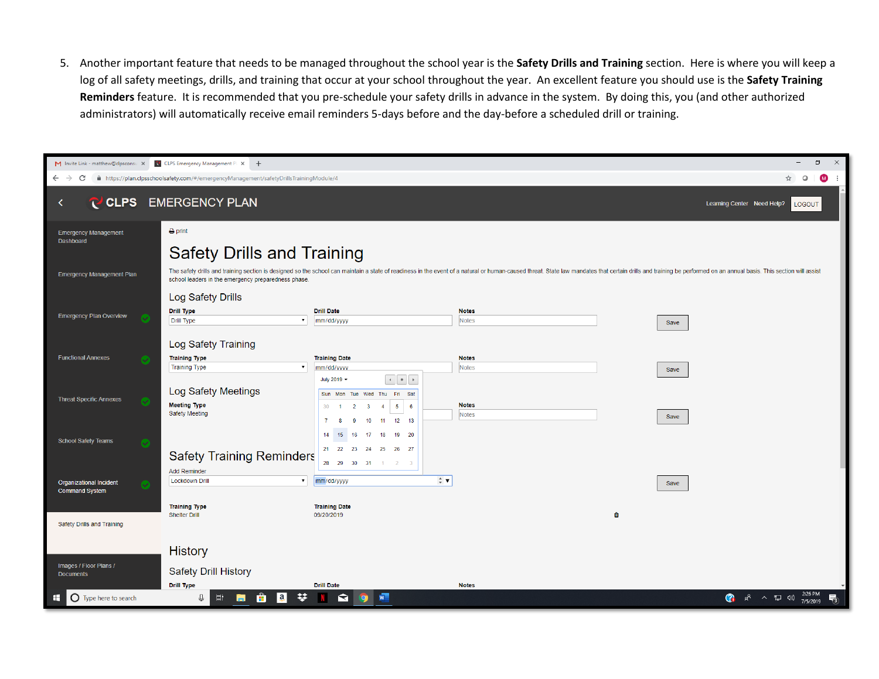5. Another important feature that needs to be managed throughout the school year is the **Safety Drills and Training** section. Here is where you will keep a log of all safety meetings, drills, and training that occur at your school throughout the year. An excellent feature you should use is the **Safety Training Reminders** feature. It is recommended that you pre-schedule your safety drills in advance in the system. By doing this, you (and other authorized administrators) will automatically receive email reminders 5-days before and the day-before a scheduled drill or training.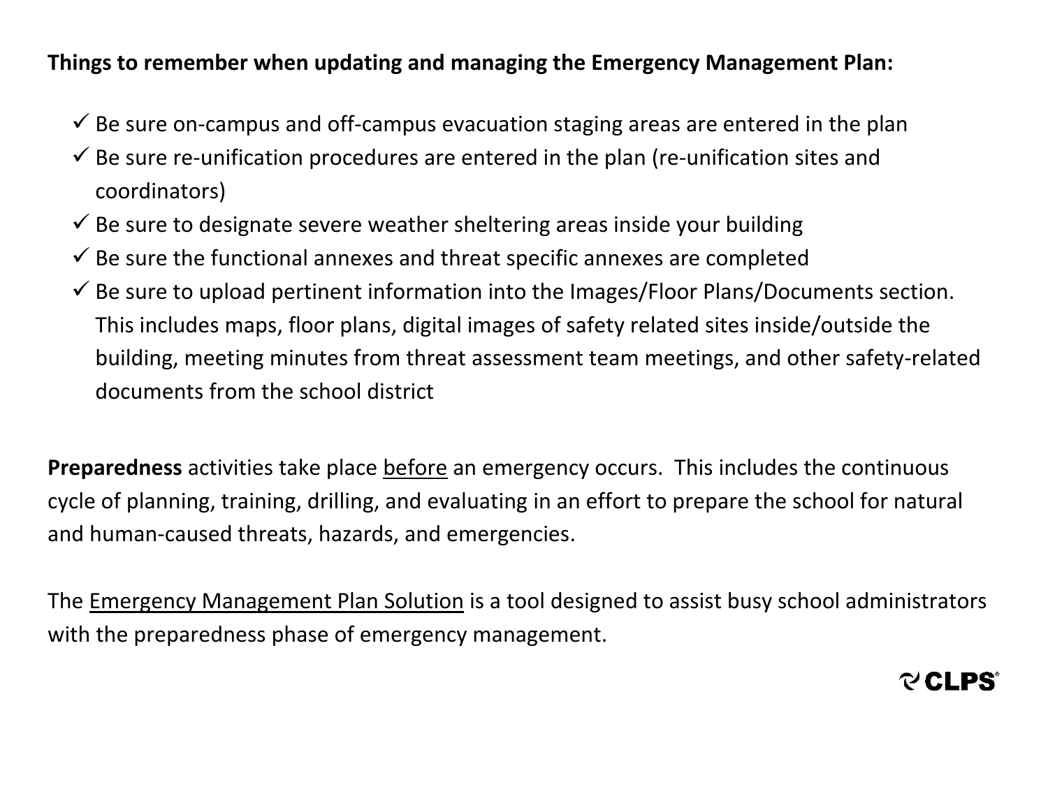**Things to remember when updating and managing the Emergency Management Plan:**

- ✓ Be sure on-campus and off-campus evacuation staging areas are entered in the plan
- ✓ Be sure re-unification procedures are entered in the plan (re-unification sites and coordinators)
- ✓ Be sure to designate severe weather sheltering areas inside your building
- ✓ Be sure the functional annexes and threat specific annexes are completed
- ✓ Be sure to upload pertinent information into the Images/Floor Plans/Documents section. This includes maps, floor plans, digital images of safety related sites inside/outside the building, meeting minutes from threat assessment team meetings, and other safety-related documents from the school district

**Preparedness** activities take place before an emergency occurs. This includes the continuous cycle of planning, training, drilling, and evaluating in an effort to prepare the school for natural and human-caused threats, hazards, and emergencies.

The Emergency Management Plan Solution is a tool designed to assist busy school administrators with the preparedness phase of emergency management.

CLPS